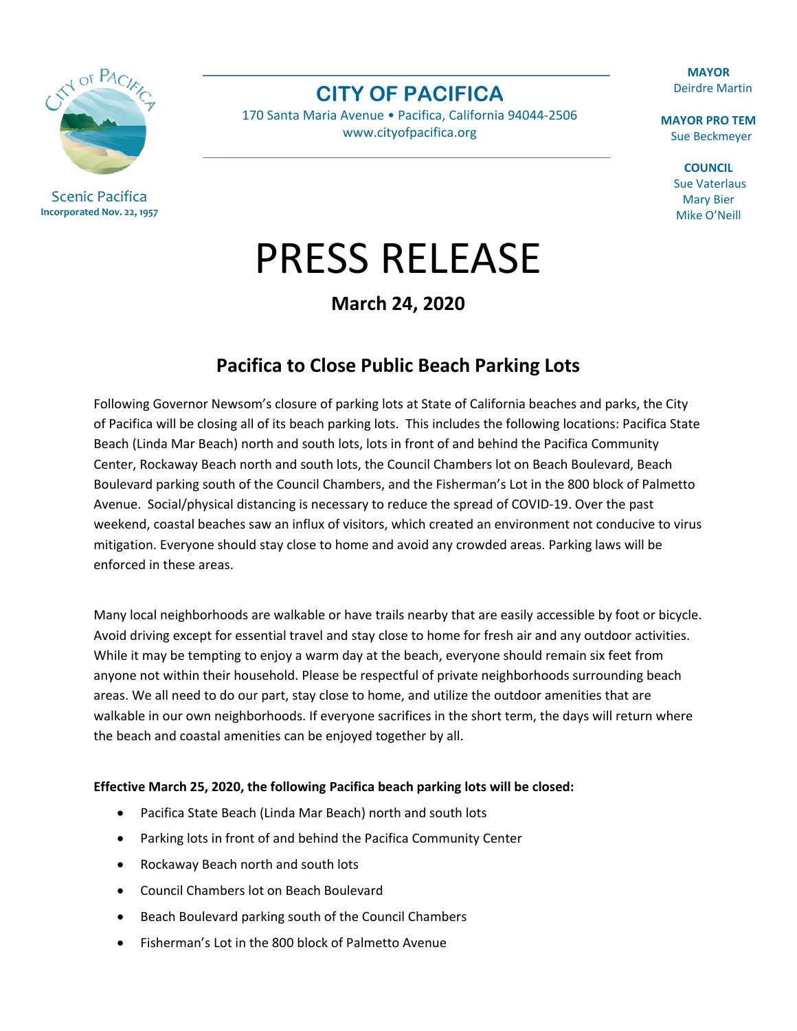Scenic Pacifica
**Incorporated Nov. 22, 1957**

# CITY OF PACIFICA

170 Santa Maria Avenue • Pacifica, California 94044-2506
www.cityofpacifica.org

**MAYOR**
Deirdre Martin

**MAYOR PRO TEM**
Sue Beckmeyer

**COUNCIL**
Sue Vaterlaus
Mary Bier
Mike O'Neill

# PRESS RELEASE

**March 24, 2020**

## Pacifica to Close Public Beach Parking Lots

Following Governor Newsom's closure of parking lots at State of California beaches and parks, the City of Pacifica will be closing all of its beach parking lots. This includes the following locations: Pacifica State Beach (Linda Mar Beach) north and south lots, lots in front of and behind the Pacifica Community Center, Rockaway Beach north and south lots, the Council Chambers lot on Beach Boulevard, Beach Boulevard parking south of the Council Chambers, and the Fisherman's Lot in the 800 block of Palmetto Avenue. Social/physical distancing is necessary to reduce the spread of COVID-19. Over the past weekend, coastal beaches saw an influx of visitors, which created an environment not conducive to virus mitigation. Everyone should stay close to home and avoid any crowded areas. Parking laws will be enforced in these areas.

Many local neighborhoods are walkable or have trails nearby that are easily accessible by foot or bicycle. Avoid driving except for essential travel and stay close to home for fresh air and any outdoor activities. While it may be tempting to enjoy a warm day at the beach, everyone should remain six feet from anyone not within their household. Please be respectful of private neighborhoods surrounding beach areas. We all need to do our part, stay close to home, and utilize the outdoor amenities that are walkable in our own neighborhoods. If everyone sacrifices in the short term, the days will return where the beach and coastal amenities can be enjoyed together by all.

**Effective March 25, 2020, the following Pacifica beach parking lots will be closed:**

- Pacifica State Beach (Linda Mar Beach) north and south lots
- Parking lots in front of and behind the Pacifica Community Center
- Rockaway Beach north and south lots
- Council Chambers lot on Beach Boulevard
- Beach Boulevard parking south of the Council Chambers
- Fisherman's Lot in the 800 block of Palmetto Avenue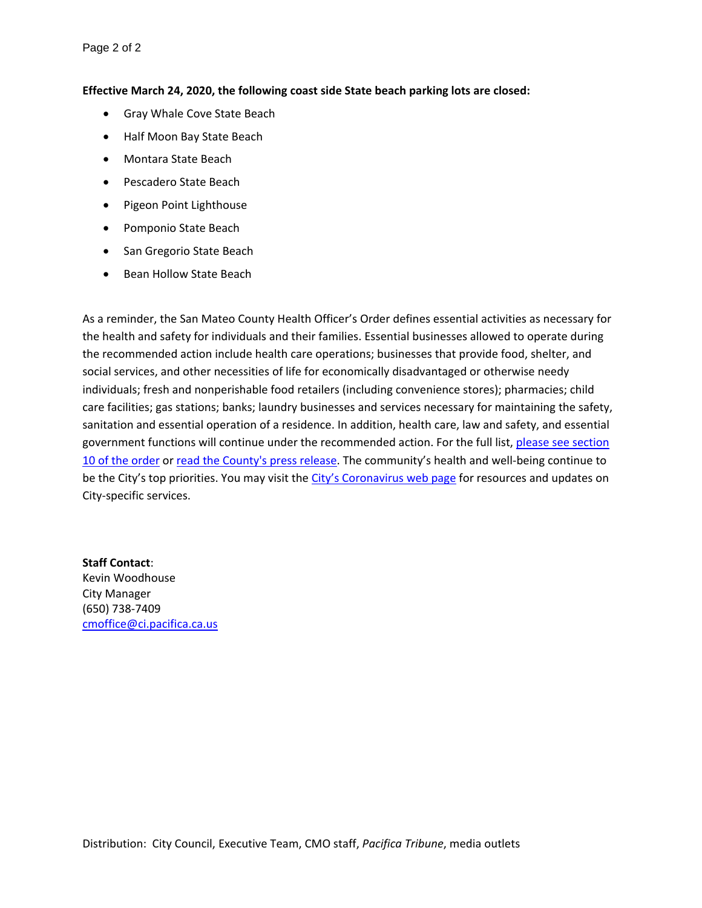**Effective March 24, 2020, the following coast side State beach parking lots are closed:**

- Gray Whale Cove State Beach
- Half Moon Bay State Beach
- Montara State Beach
- Pescadero State Beach
- Pigeon Point Lighthouse
- Pomponio State Beach
- San Gregorio State Beach
- Bean Hollow State Beach

As a reminder, the San Mateo County Health Officer's Order defines essential activities as necessary for the health and safety for individuals and their families. Essential businesses allowed to operate during the recommended action include health care operations; businesses that provide food, shelter, and social services, and other necessities of life for economically disadvantaged or otherwise needy individuals; fresh and nonperishable food retailers (including convenience stores); pharmacies; child care facilities; gas stations; banks; laundry businesses and services necessary for maintaining the safety, sanitation and essential operation of a residence. In addition, health care, law and safety, and essential government functions will continue under the recommended action. For the full list, please see section 10 of the order or read the County's press release. The community's health and well-being continue to be the City's top priorities. You may visit the City's Coronavirus web page for resources and updates on City-specific services.

**Staff Contact**:
Kevin Woodhouse
City Manager
(650) 738-7409
cmoffice@ci.pacifica.ca.us

Distribution: City Council, Executive Team, CMO staff, *Pacifica Tribune*, media outlets